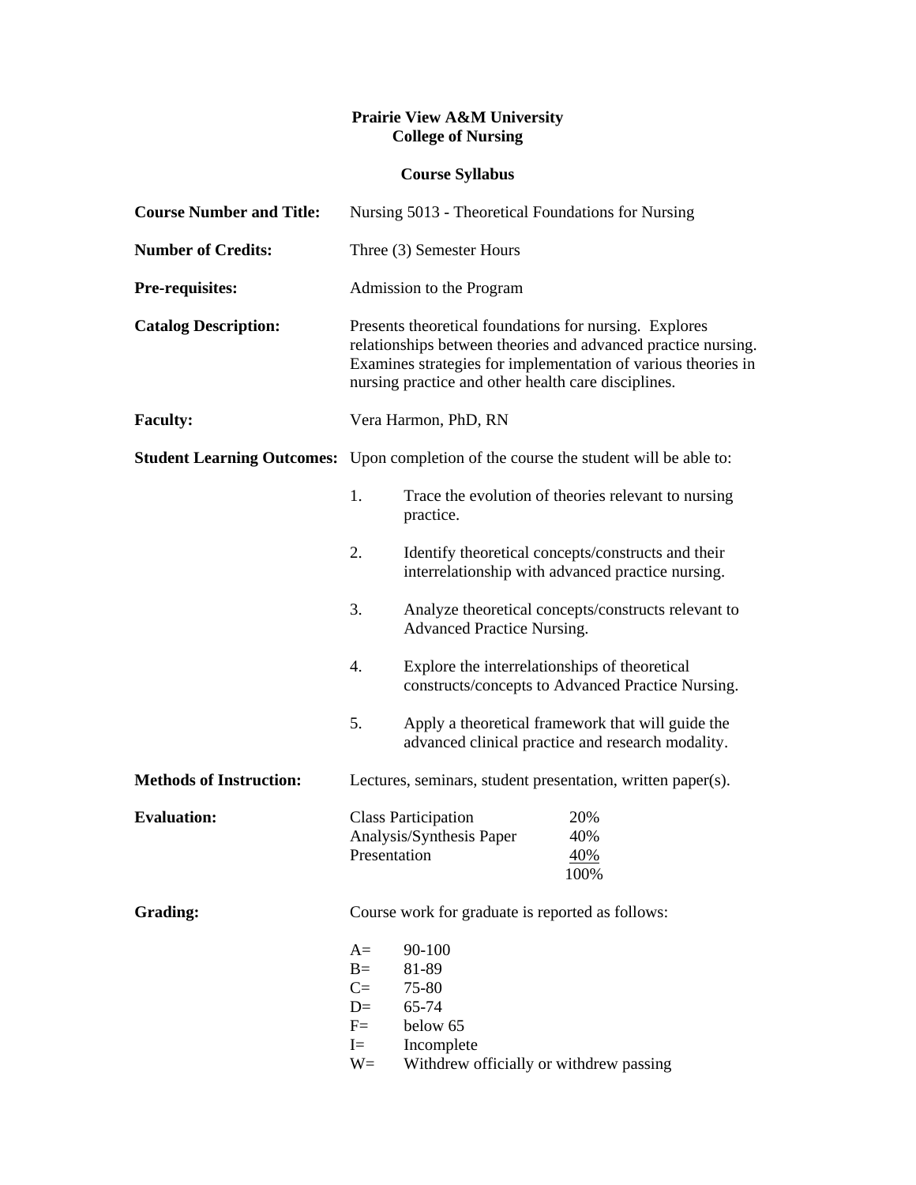**Prairie View A&M University**
**College of Nursing**

**Course Syllabus**

**Course Number and Title:** Nursing 5013 - Theoretical Foundations for Nursing

**Number of Credits:** Three (3) Semester Hours

**Pre-requisites:** Admission to the Program

**Catalog Description:** Presents theoretical foundations for nursing. Explores relationships between theories and advanced practice nursing. Examines strategies for implementation of various theories in nursing practice and other health care disciplines.

**Faculty:** Vera Harmon, PhD, RN

**Student Learning Outcomes:** Upon completion of the course the student will be able to:

1. Trace the evolution of theories relevant to nursing practice.
2. Identify theoretical concepts/constructs and their interrelationship with advanced practice nursing.
3. Analyze theoretical concepts/constructs relevant to Advanced Practice Nursing.
4. Explore the interrelationships of theoretical constructs/concepts to Advanced Practice Nursing.
5. Apply a theoretical framework that will guide the advanced clinical practice and research modality.

**Methods of Instruction:** Lectures, seminars, student presentation, written paper(s).

**Evaluation:**

| | |
|---|---|
| Class Participation | 20% |
| Analysis/Synthesis Paper | 40% |
| Presentation | 40% |
| | 100% |

**Grading:** Course work for graduate is reported as follows:

| | |
|---|---|
| A= | 90-100 |
| B= | 81-89 |
| C= | 75-80 |
| D= | 65-74 |
| F= | below 65 |
| I= | Incomplete |
| W= | Withdrew officially or withdrew passing |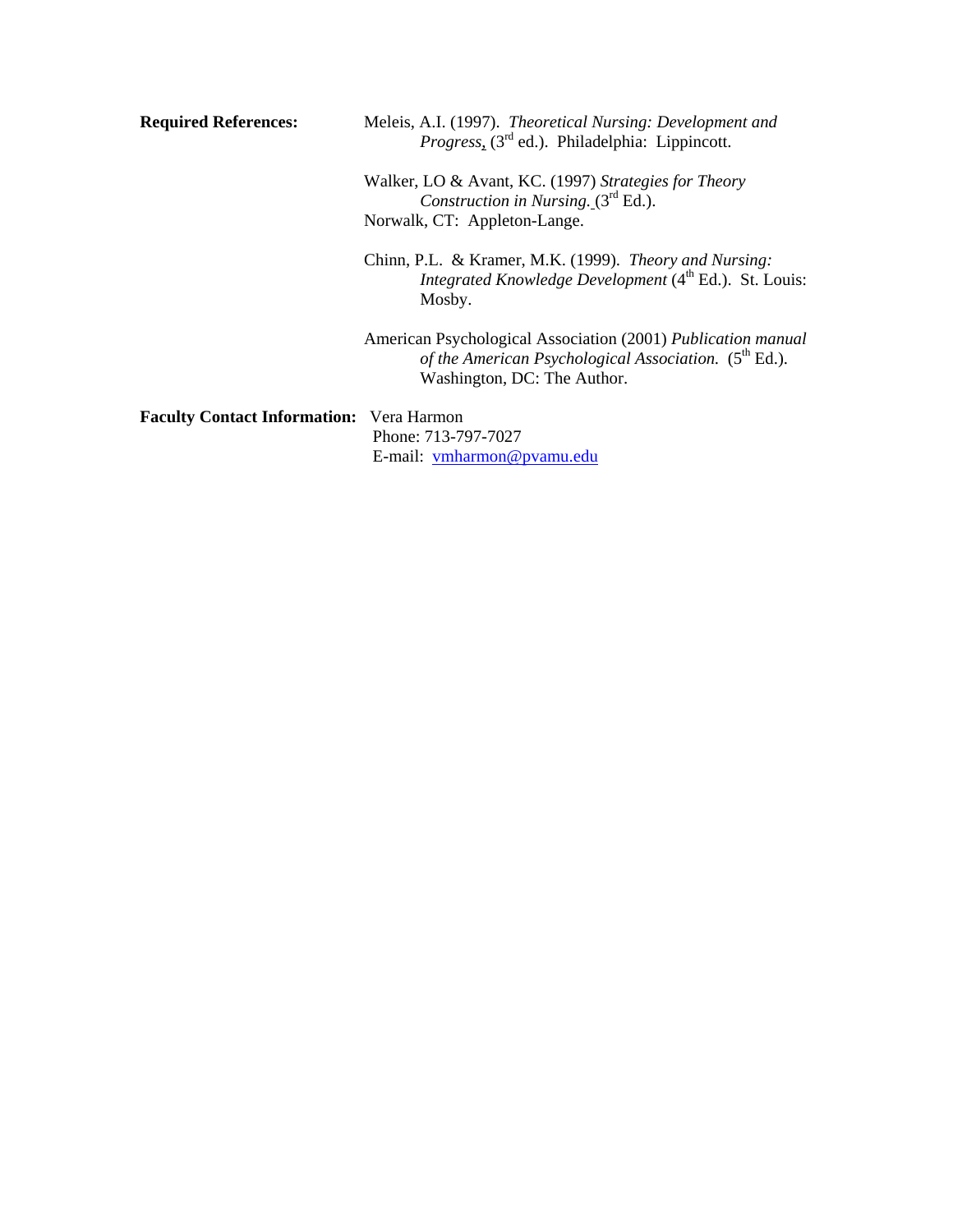**Required References:**

Meleis, A.I. (1997). *Theoretical Nursing: Development and Progress*, (3rd ed.). Philadelphia: Lippincott.

Walker, LO & Avant, KC. (1997) *Strategies for Theory Construction in Nursing.* (3rd Ed.). Norwalk, CT: Appleton-Lange.

Chinn, P.L. & Kramer, M.K. (1999). *Theory and Nursing: Integrated Knowledge Development* (4th Ed.). St. Louis: Mosby.

American Psychological Association (2001) *Publication manual of the American Psychological Association.* (5th Ed.). Washington, DC: The Author.

**Faculty Contact Information:** Vera Harmon
Phone: 713-797-7027
E-mail: vmharmon@pvamu.edu